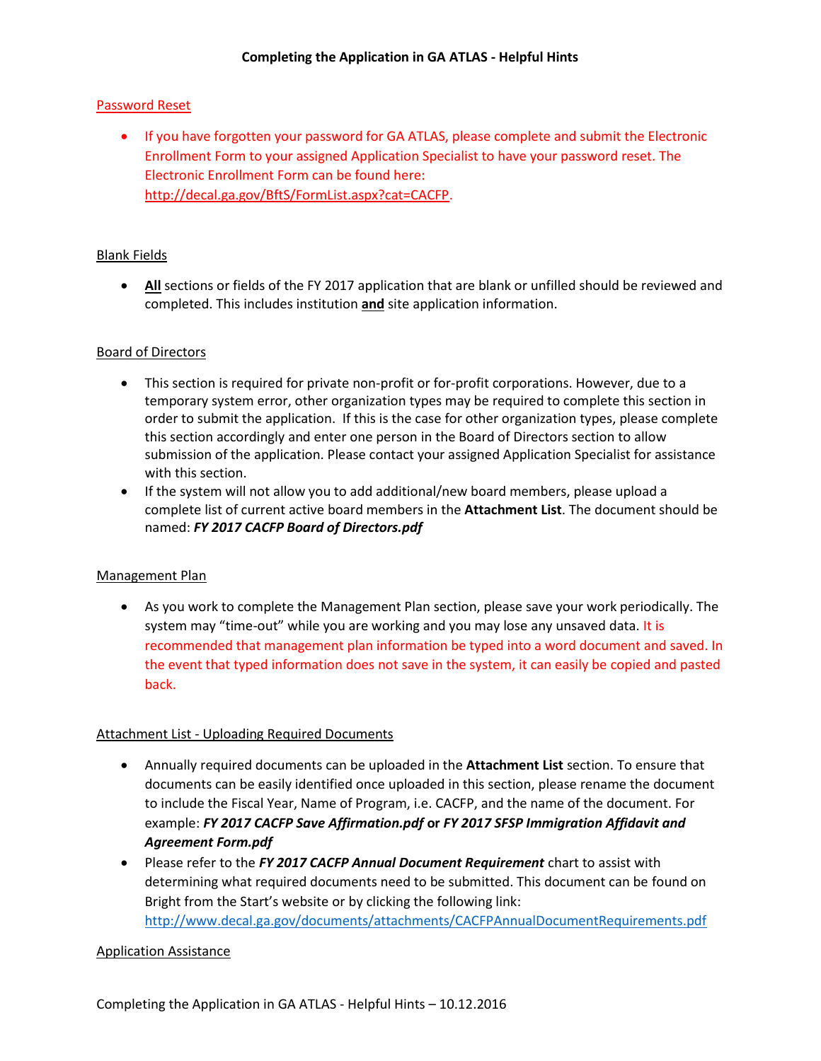# Completing the Application in GA ATLAS - Helpful Hints

## Password Reset

- If you have forgotten your password for GA ATLAS, please complete and submit the Electronic Enrollment Form to your assigned Application Specialist to have your password reset. The Electronic Enrollment Form can be found here: http://decal.ga.gov/BftS/FormList.aspx?cat=CACFP.

## Blank Fields

- **All** sections or fields of the FY 2017 application that are blank or unfilled should be reviewed and completed. This includes institution **and** site application information.

## Board of Directors

- This section is required for private non-profit or for-profit corporations. However, due to a temporary system error, other organization types may be required to complete this section in order to submit the application. If this is the case for other organization types, please complete this section accordingly and enter one person in the Board of Directors section to allow submission of the application. Please contact your assigned Application Specialist for assistance with this section.
- If the system will not allow you to add additional/new board members, please upload a complete list of current active board members in the **Attachment List**. The document should be named: ***FY 2017 CACFP Board of Directors.pdf***

## Management Plan

- As you work to complete the Management Plan section, please save your work periodically. The system may "time-out" while you are working and you may lose any unsaved data. It is recommended that management plan information be typed into a word document and saved. In the event that typed information does not save in the system, it can easily be copied and pasted back.

## Attachment List - Uploading Required Documents

- Annually required documents can be uploaded in the **Attachment List** section. To ensure that documents can be easily identified once uploaded in this section, please rename the document to include the Fiscal Year, Name of Program, i.e. CACFP, and the name of the document. For example: ***FY 2017 CACFP Save Affirmation.pdf*** **or** ***FY 2017 SFSP Immigration Affidavit and Agreement Form.pdf***
- Please refer to the ***FY 2017 CACFP Annual Document Requirement*** chart to assist with determining what required documents need to be submitted. This document can be found on Bright from the Start's website or by clicking the following link: http://www.decal.ga.gov/documents/attachments/CACFPAnnualDocumentRequirements.pdf

## Application Assistance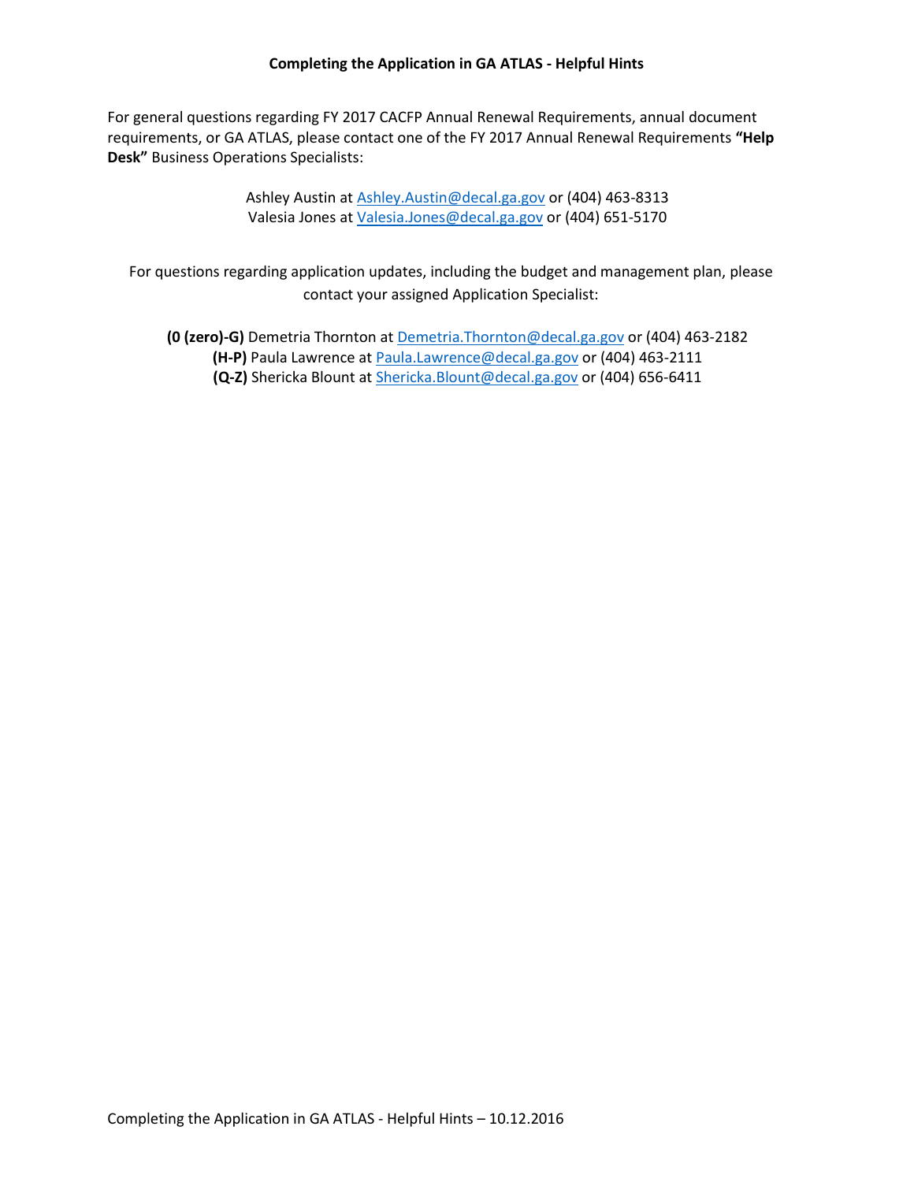**Completing the Application in GA ATLAS - Helpful Hints**

For general questions regarding FY 2017 CACFP Annual Renewal Requirements, annual document requirements, or GA ATLAS, please contact one of the FY 2017 Annual Renewal Requirements **"Help Desk"** Business Operations Specialists:

Ashley Austin at Ashley.Austin@decal.ga.gov or (404) 463-8313
Valesia Jones at Valesia.Jones@decal.ga.gov or (404) 651-5170

For questions regarding application updates, including the budget and management plan, please contact your assigned Application Specialist:

**(0 (zero)-G)** Demetria Thornton at Demetria.Thornton@decal.ga.gov or (404) 463-2182
**(H-P)** Paula Lawrence at Paula.Lawrence@decal.ga.gov or (404) 463-2111
**(Q-Z)** Shericka Blount at Shericka.Blount@decal.ga.gov or (404) 656-6411